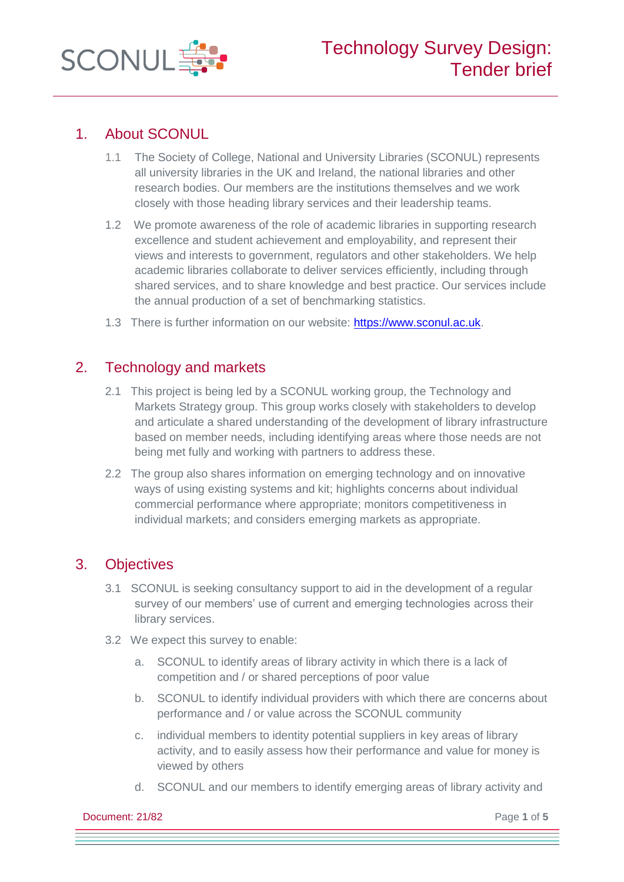# Technology Survey Design: Tender brief

## 1. About SCONUL

1.1 The Society of College, National and University Libraries (SCONUL) represents all university libraries in the UK and Ireland, the national libraries and other research bodies. Our members are the institutions themselves and we work closely with those heading library services and their leadership teams.

1.2 We promote awareness of the role of academic libraries in supporting research excellence and student achievement and employability, and represent their views and interests to government, regulators and other stakeholders. We help academic libraries collaborate to deliver services efficiently, including through shared services, and to share knowledge and best practice. Our services include the annual production of a set of benchmarking statistics.

1.3 There is further information on our website: https://www.sconul.ac.uk.

## 2. Technology and markets

2.1 This project is being led by a SCONUL working group, the Technology and Markets Strategy group. This group works closely with stakeholders to develop and articulate a shared understanding of the development of library infrastructure based on member needs, including identifying areas where those needs are not being met fully and working with partners to address these.

2.2 The group also shares information on emerging technology and on innovative ways of using existing systems and kit; highlights concerns about individual commercial performance where appropriate; monitors competitiveness in individual markets; and considers emerging markets as appropriate.

## 3. Objectives

3.1 SCONUL is seeking consultancy support to aid in the development of a regular survey of our members' use of current and emerging technologies across their library services.

3.2 We expect this survey to enable:

a. SCONUL to identify areas of library activity in which there is a lack of competition and / or shared perceptions of poor value

b. SCONUL to identify individual providers with which there are concerns about performance and / or value across the SCONUL community

c. individual members to identity potential suppliers in key areas of library activity, and to easily assess how their performance and value for money is viewed by others

d. SCONUL and our members to identify emerging areas of library activity and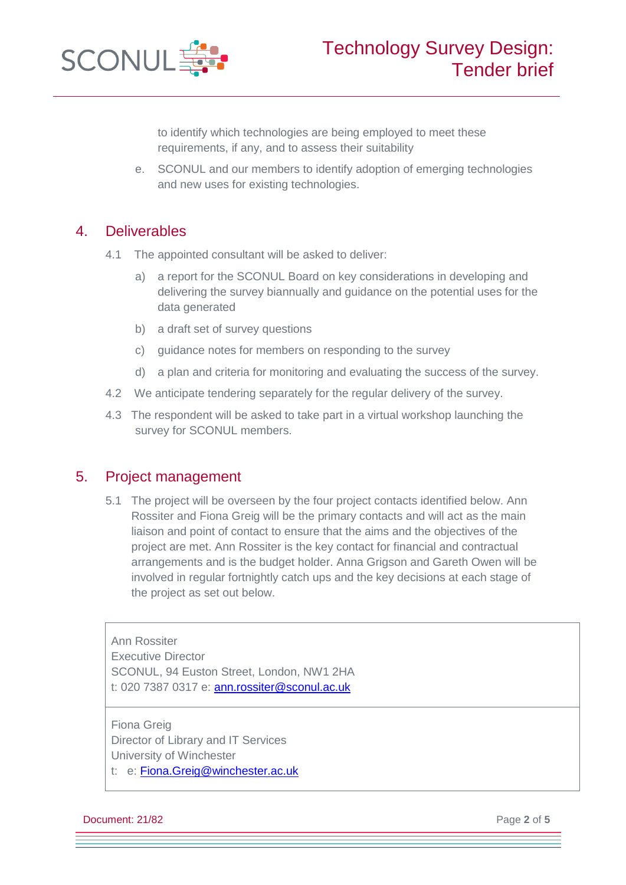to identify which technologies are being employed to meet these requirements, if any, and to assess their suitability

e. SCONUL and our members to identify adoption of emerging technologies and new uses for existing technologies.

## 4. Deliverables

4.1 The appointed consultant will be asked to deliver:

a) a report for the SCONUL Board on key considerations in developing and delivering the survey biannually and guidance on the potential uses for the data generated

b) a draft set of survey questions

c) guidance notes for members on responding to the survey

d) a plan and criteria for monitoring and evaluating the success of the survey.

4.2 We anticipate tendering separately for the regular delivery of the survey.

4.3 The respondent will be asked to take part in a virtual workshop launching the survey for SCONUL members.

## 5. Project management

5.1 The project will be overseen by the four project contacts identified below. Ann Rossiter and Fiona Greig will be the primary contacts and will act as the main liaison and point of contact to ensure that the aims and the objectives of the project are met. Ann Rossiter is the key contact for financial and contractual arrangements and is the budget holder. Anna Grigson and Gareth Owen will be involved in regular fortnightly catch ups and the key decisions at each stage of the project as set out below.

| |
|---|
| Ann Rossiter<br>Executive Director<br>SCONUL, 94 Euston Street, London, NW1 2HA<br>t: 020 7387 0317 e: ann.rossiter@sconul.ac.uk |
| Fiona Greig<br>Director of Library and IT Services<br>University of Winchester<br>t: e: Fiona.Greig@winchester.ac.uk |

Document: 21/82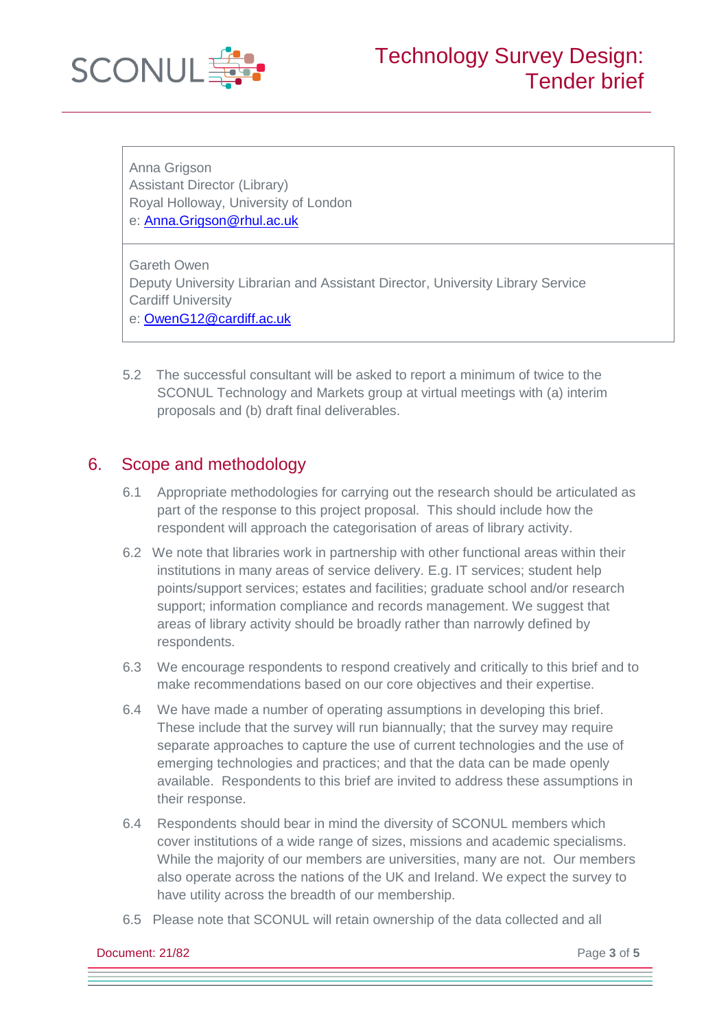| |
|---|
| Anna Grigson<br>Assistant Director (Library)<br>Royal Holloway, University of London<br>e: [Anna.Grigson@rhul.ac.uk](mailto:Anna.Grigson@rhul.ac.uk) |
| Gareth Owen<br>Deputy University Librarian and Assistant Director, University Library Service<br>Cardiff University<br>e: [OwenG12@cardiff.ac.uk](mailto:OwenG12@cardiff.ac.uk) |

5.2 The successful consultant will be asked to report a minimum of twice to the SCONUL Technology and Markets group at virtual meetings with (a) interim proposals and (b) draft final deliverables.

## 6. Scope and methodology

6.1 Appropriate methodologies for carrying out the research should be articulated as part of the response to this project proposal. This should include how the respondent will approach the categorisation of areas of library activity.

6.2 We note that libraries work in partnership with other functional areas within their institutions in many areas of service delivery. E.g. IT services; student help points/support services; estates and facilities; graduate school and/or research support; information compliance and records management. We suggest that areas of library activity should be broadly rather than narrowly defined by respondents.

6.3 We encourage respondents to respond creatively and critically to this brief and to make recommendations based on our core objectives and their expertise.

6.4 We have made a number of operating assumptions in developing this brief. These include that the survey will run biannually; that the survey may require separate approaches to capture the use of current technologies and the use of emerging technologies and practices; and that the data can be made openly available. Respondents to this brief are invited to address these assumptions in their response.

6.4 Respondents should bear in mind the diversity of SCONUL members which cover institutions of a wide range of sizes, missions and academic specialisms. While the majority of our members are universities, many are not. Our members also operate across the nations of the UK and Ireland. We expect the survey to have utility across the breadth of our membership.

6.5 Please note that SCONUL will retain ownership of the data collected and all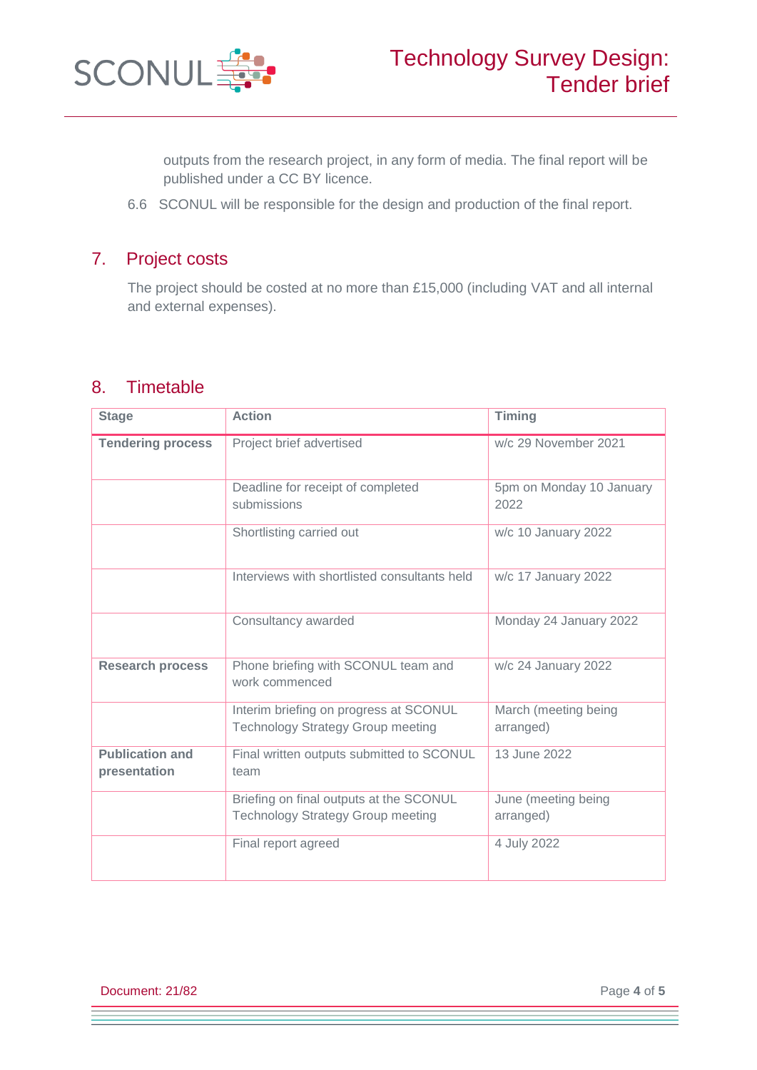outputs from the research project, in any form of media. The final report will be published under a CC BY licence.

6.6 SCONUL will be responsible for the design and production of the final report.

## 7. Project costs

The project should be costed at no more than £15,000 (including VAT and all internal and external expenses).

## 8. Timetable

| Stage | Action | Timing |
|---|---|---|
| **Tendering process** | Project brief advertised | w/c 29 November 2021 |
| | Deadline for receipt of completed submissions | 5pm on Monday 10 January 2022 |
| | Shortlisting carried out | w/c 10 January 2022 |
| | Interviews with shortlisted consultants held | w/c 17 January 2022 |
| | Consultancy awarded | Monday 24 January 2022 |
| **Research process** | Phone briefing with SCONUL team and work commenced | w/c 24 January 2022 |
| | Interim briefing on progress at SCONUL Technology Strategy Group meeting | March (meeting being arranged) |
| **Publication and presentation** | Final written outputs submitted to SCONUL team | 13 June 2022 |
| | Briefing on final outputs at the SCONUL Technology Strategy Group meeting | June (meeting being arranged) |
| | Final report agreed | 4 July 2022 |

Document: 21/82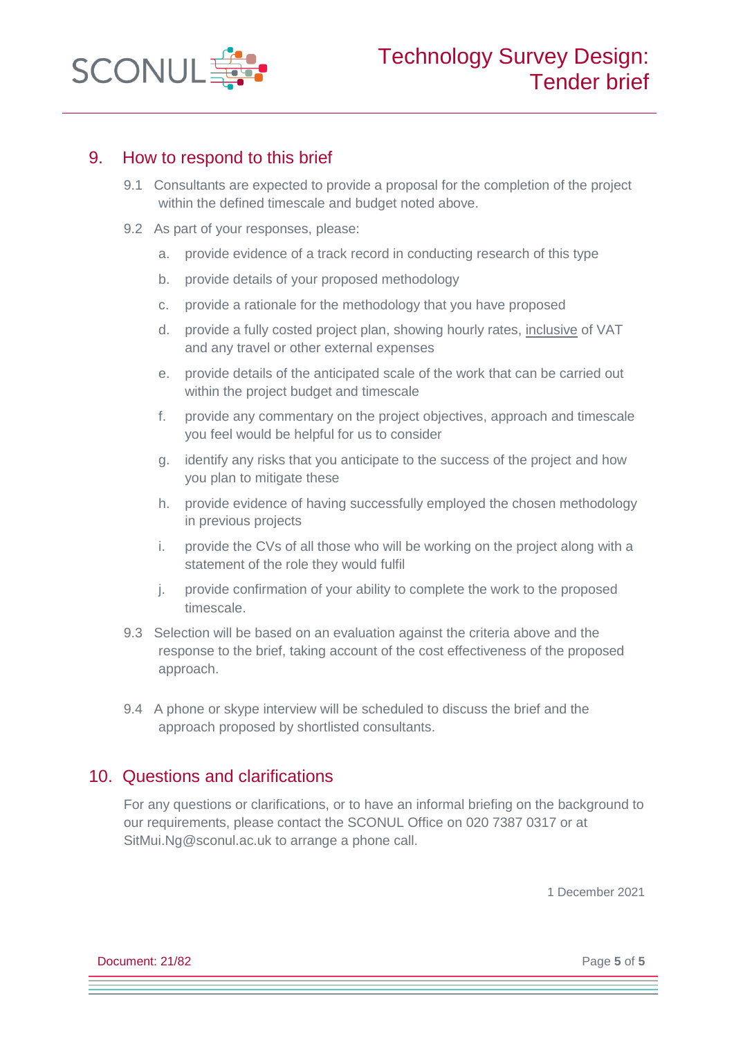## 9. How to respond to this brief

9.1 Consultants are expected to provide a proposal for the completion of the project within the defined timescale and budget noted above.

9.2 As part of your responses, please:

a. provide evidence of a track record in conducting research of this type

b. provide details of your proposed methodology

c. provide a rationale for the methodology that you have proposed

d. provide a fully costed project plan, showing hourly rates, <u>inclusive</u> of VAT and any travel or other external expenses

e. provide details of the anticipated scale of the work that can be carried out within the project budget and timescale

f. provide any commentary on the project objectives, approach and timescale you feel would be helpful for us to consider

g. identify any risks that you anticipate to the success of the project and how you plan to mitigate these

h. provide evidence of having successfully employed the chosen methodology in previous projects

i. provide the CVs of all those who will be working on the project along with a statement of the role they would fulfil

j. provide confirmation of your ability to complete the work to the proposed timescale.

9.3 Selection will be based on an evaluation against the criteria above and the response to the brief, taking account of the cost effectiveness of the proposed approach.

9.4 A phone or skype interview will be scheduled to discuss the brief and the approach proposed by shortlisted consultants.

## 10. Questions and clarifications

For any questions or clarifications, or to have an informal briefing on the background to our requirements, please contact the SCONUL Office on 020 7387 0317 or at SitMui.Ng@sconul.ac.uk to arrange a phone call.

1 December 2021

Document: 21/82